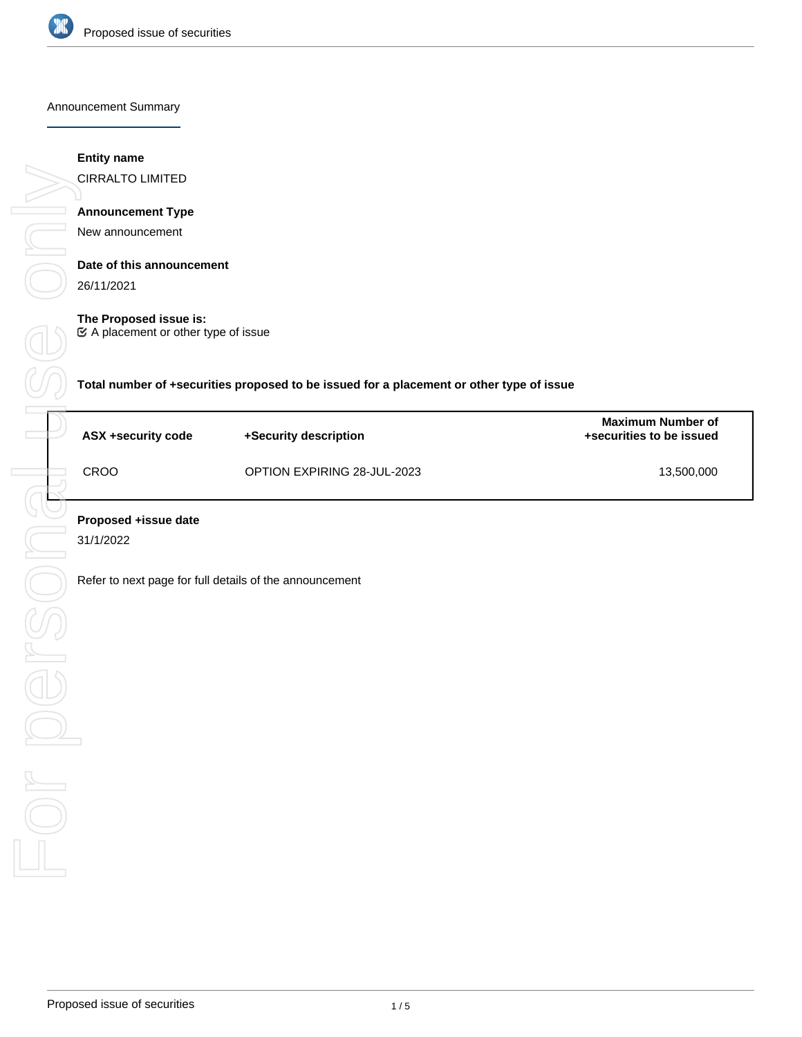## Announcement Summary

**Entity name**

CIRRALTO LIMITED

**Announcement Type**

New announcement

**Date of this announcement**

26/11/2021

**The Proposed issue is:**

☑ A placement or other type of issue

**Total number of +securities proposed to be issued for a placement or other type of issue**

| ASX +security code | +Security description | Maximum Number of +securities to be issued |
| --- | --- | --- |
| CROO | OPTION EXPIRING 28-JUL-2023 | 13,500,000 |

**Proposed +issue date**

31/1/2022

Refer to next page for full details of the announcement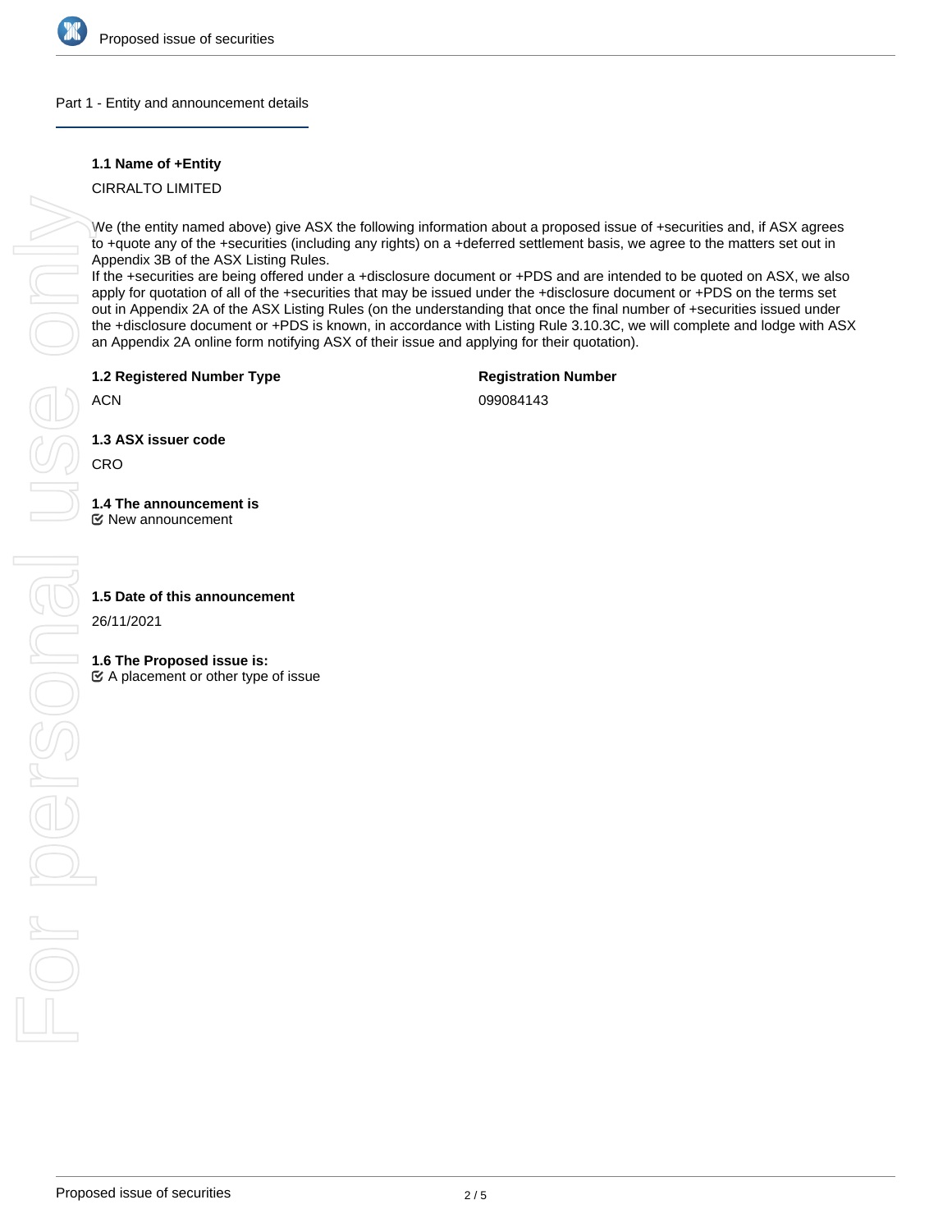## Part 1 - Entity and announcement details

**1.1 Name of +Entity**

CIRRALTO LIMITED

We (the entity named above) give ASX the following information about a proposed issue of +securities and, if ASX agrees to +quote any of the +securities (including any rights) on a +deferred settlement basis, we agree to the matters set out in Appendix 3B of the ASX Listing Rules.
If the +securities are being offered under a +disclosure document or +PDS and are intended to be quoted on ASX, we also apply for quotation of all of the +securities that may be issued under the +disclosure document or +PDS on the terms set out in Appendix 2A of the ASX Listing Rules (on the understanding that once the final number of +securities issued under the +disclosure document or +PDS is known, in accordance with Listing Rule 3.10.3C, we will complete and lodge with ASX an Appendix 2A online form notifying ASX of their issue and applying for their quotation).

| **1.2 Registered Number Type** | **Registration Number** |
|---|---|
| ACN | 099084143 |

**1.3 ASX issuer code**

CRO

**1.4 The announcement is**

☑ New announcement

**1.5 Date of this announcement**

26/11/2021

**1.6 The Proposed issue is:**

☑ A placement or other type of issue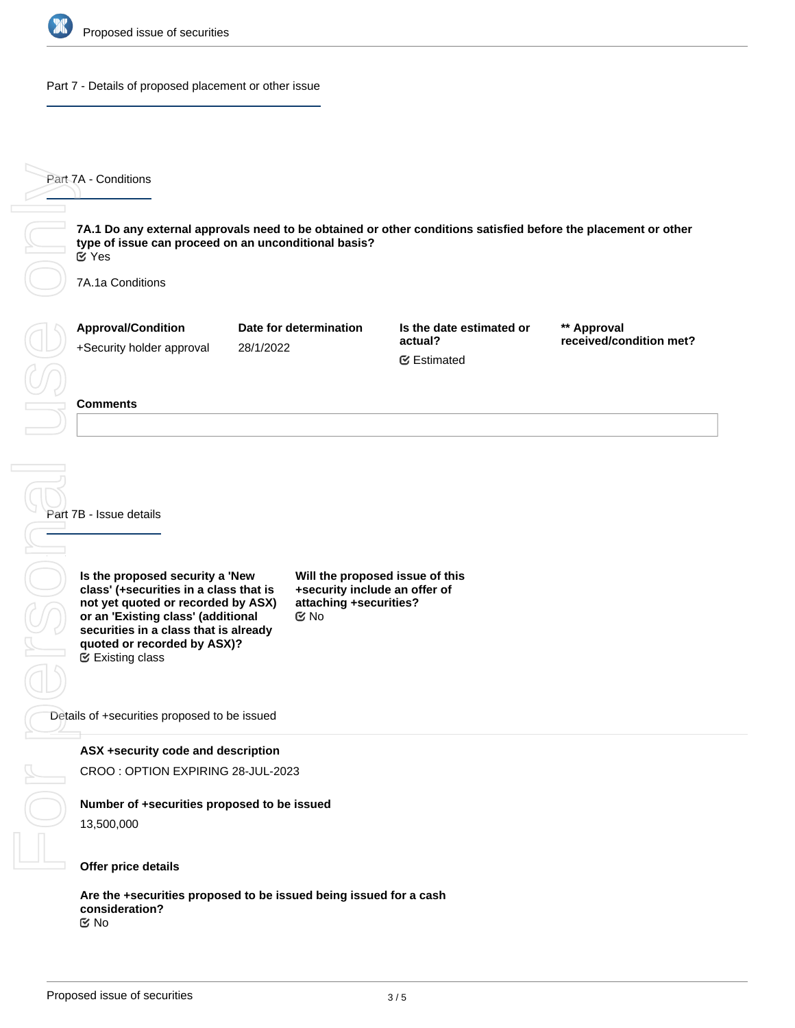## Part 7 - Details of proposed placement or other issue

### Part 7A - Conditions

**7A.1 Do any external approvals need to be obtained or other conditions satisfied before the placement or other type of issue can proceed on an unconditional basis?**
☑ Yes

7A.1a Conditions

| Approval/Condition | Date for determination | Is the date estimated or actual? | ** Approval received/condition met? |
|---|---|---|---|
| +Security holder approval | 28/1/2022 | ☑ Estimated | |

**Comments**

### Part 7B - Issue details

**Is the proposed security a 'New class' (+securities in a class that is not yet quoted or recorded by ASX) or an 'Existing class' (additional securities in a class that is already quoted or recorded by ASX)?**
☑ Existing class

**Will the proposed issue of this +security include an offer of attaching +securities?**
☑ No

Details of +securities proposed to be issued

**ASX +security code and description**

CROO : OPTION EXPIRING 28-JUL-2023

**Number of +securities proposed to be issued**

13,500,000

**Offer price details**

**Are the +securities proposed to be issued being issued for a cash consideration?**
☑ No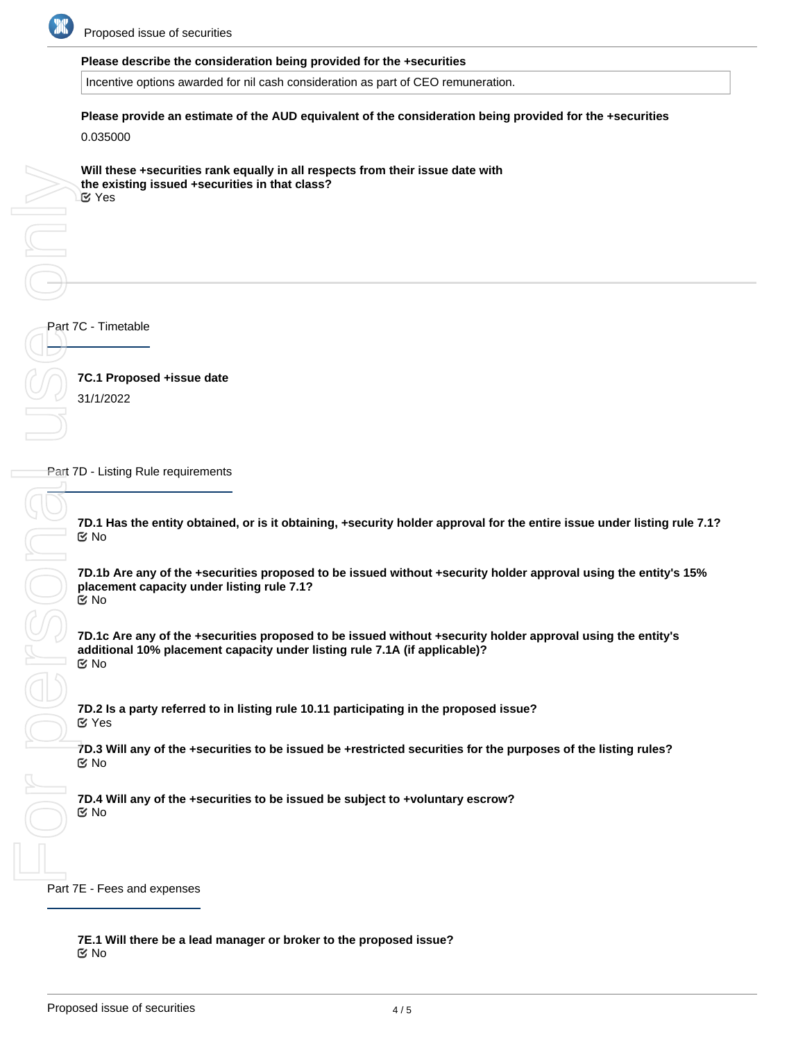**Please describe the consideration being provided for the +securities**

Incentive options awarded for nil cash consideration as part of CEO remuneration.

**Please provide an estimate of the AUD equivalent of the consideration being provided for the +securities**

0.035000

**Will these +securities rank equally in all respects from their issue date with the existing issued +securities in that class?**

☑ Yes

## Part 7C - Timetable

**7C.1 Proposed +issue date**

31/1/2022

## Part 7D - Listing Rule requirements

**7D.1 Has the entity obtained, or is it obtaining, +security holder approval for the entire issue under listing rule 7.1?**

☑ No

**7D.1b Are any of the +securities proposed to be issued without +security holder approval using the entity's 15% placement capacity under listing rule 7.1?**

☑ No

**7D.1c Are any of the +securities proposed to be issued without +security holder approval using the entity's additional 10% placement capacity under listing rule 7.1A (if applicable)?**

☑ No

**7D.2 Is a party referred to in listing rule 10.11 participating in the proposed issue?**

☑ Yes

**7D.3 Will any of the +securities to be issued be +restricted securities for the purposes of the listing rules?**

☑ No

**7D.4 Will any of the +securities to be issued be subject to +voluntary escrow?**

☑ No

## Part 7E - Fees and expenses

**7E.1 Will there be a lead manager or broker to the proposed issue?**

☑ No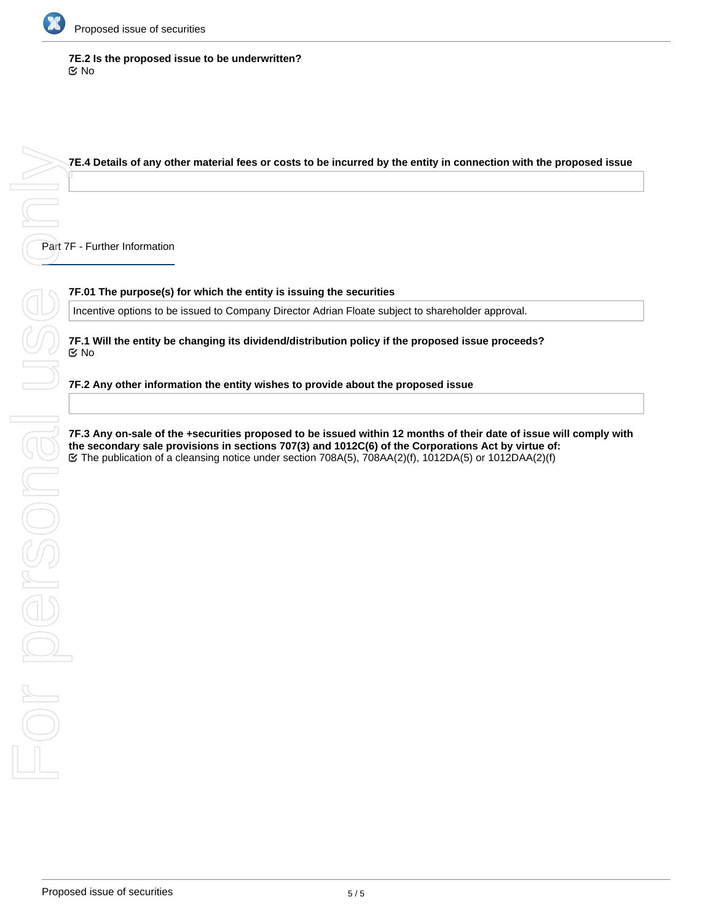**7E.2 Is the proposed issue to be underwritten?**
☑ No

**7E.4 Details of any other material fees or costs to be incurred by the entity in connection with the proposed issue**

## Part 7F - Further Information

**7F.01 The purpose(s) for which the entity is issuing the securities**

Incentive options to be issued to Company Director Adrian Floate subject to shareholder approval.

**7F.1 Will the entity be changing its dividend/distribution policy if the proposed issue proceeds?**
☑ No

**7F.2 Any other information the entity wishes to provide about the proposed issue**

**7F.3 Any on-sale of the +securities proposed to be issued within 12 months of their date of issue will comply with the secondary sale provisions in sections 707(3) and 1012C(6) of the Corporations Act by virtue of:**
☑ The publication of a cleansing notice under section 708A(5), 708AA(2)(f), 1012DA(5) or 1012DAA(2)(f)